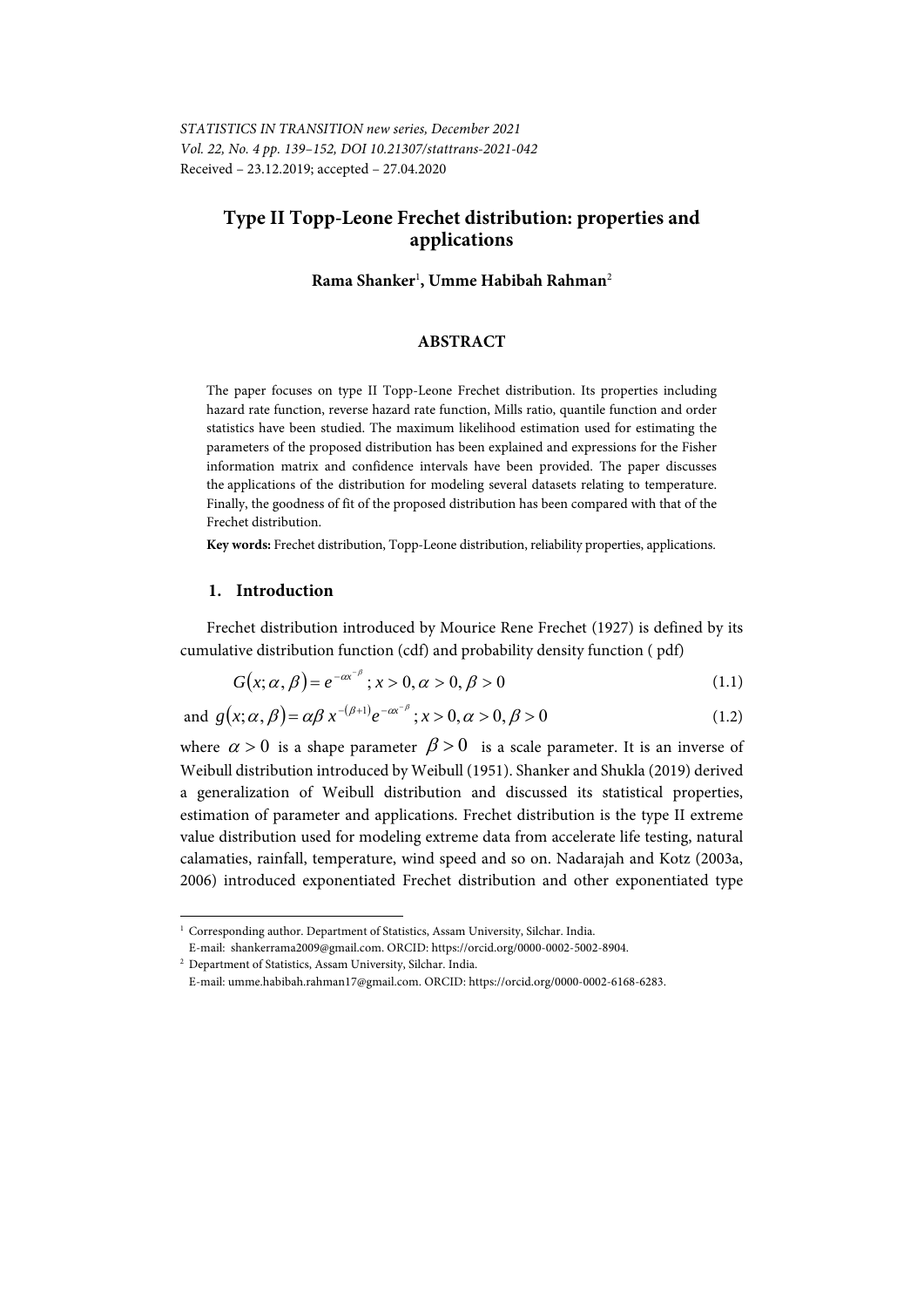*STATISTICS IN TRANSITION new series, December 2021*
*Vol. 22, No. 4 pp. 139–152, DOI 10.21307/stattrans-2021-042*
Received – 23.12.2019; accepted – 27.04.2020

# Type II Topp-Leone Frechet distribution: properties and applications

**Rama Shanker**[1], **Umme Habibah Rahman**[2]

## ABSTRACT

The paper focuses on type II Topp-Leone Frechet distribution. Its properties including hazard rate function, reverse hazard rate function, Mills ratio, quantile function and order statistics have been studied. The maximum likelihood estimation used for estimating the parameters of the proposed distribution has been explained and expressions for the Fisher information matrix and confidence intervals have been provided. The paper discusses the applications of the distribution for modeling several datasets relating to temperature. Finally, the goodness of fit of the proposed distribution has been compared with that of the Frechet distribution.

**Key words:** Frechet distribution, Topp-Leone distribution, reliability properties, applications.

## 1. Introduction

Frechet distribution introduced by Mourice Rene Frechet (1927) is defined by its cumulative distribution function (cdf) and probability density function ( pdf)

$$G(x;\alpha,\beta)=e^{-\alpha x^{-\beta}}\ ;\ x>0,\alpha>0,\beta>0 \tag{1.1}$$

and $$g(x;\alpha,\beta)=\alpha\beta\, x^{-(\beta+1)}e^{-\alpha x^{-\beta}}\ ;\ x>0,\alpha>0,\beta>0 \tag{1.2}$$

where $\alpha>0$ is a shape parameter $\beta>0$ is a scale parameter. It is an inverse of Weibull distribution introduced by Weibull (1951). Shanker and Shukla (2019) derived a generalization of Weibull distribution and discussed its statistical properties, estimation of parameter and applications. Frechet distribution is the type II extreme value distribution used for modeling extreme data from accelerate life testing, natural calamaties, rainfall, temperature, wind speed and so on. Nadarajah and Kotz (2003a, 2006) introduced exponentiated Frechet distribution and other exponentiated type

[1] Corresponding author. Department of Statistics, Assam University, Silchar. India. E-mail: shankerrama2009@gmail.com. ORCID: https://orcid.org/0000-0002-5002-8904.

[2] Department of Statistics, Assam University, Silchar. India. E-mail: umme.habibah.rahman17@gmail.com. ORCID: https://orcid.org/0000-0002-6168-6283.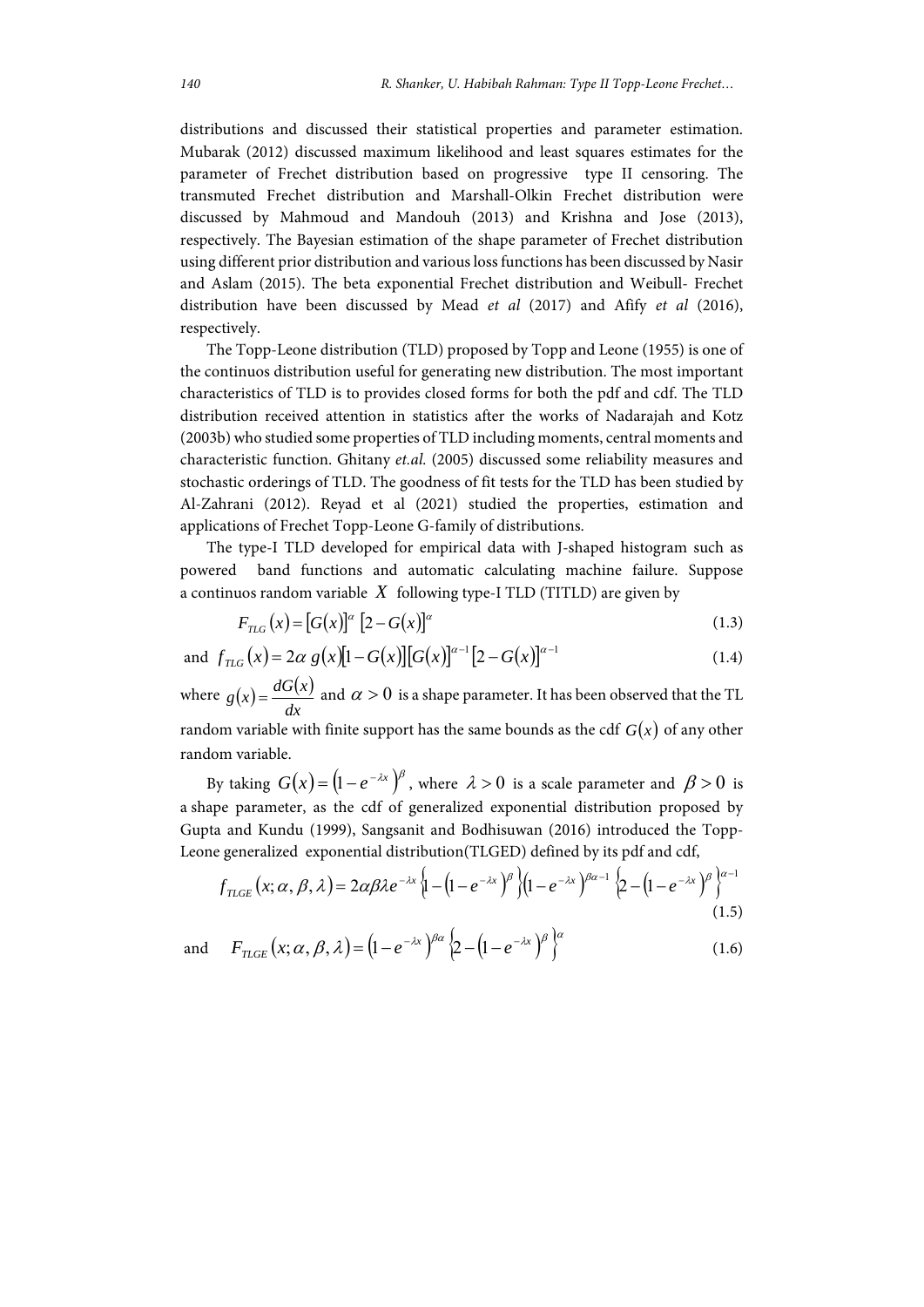distributions and discussed their statistical properties and parameter estimation. Mubarak (2012) discussed maximum likelihood and least squares estimates for the parameter of Frechet distribution based on progressive type II censoring. The transmuted Frechet distribution and Marshall-Olkin Frechet distribution were discussed by Mahmoud and Mandouh (2013) and Krishna and Jose (2013), respectively. The Bayesian estimation of the shape parameter of Frechet distribution using different prior distribution and various loss functions has been discussed by Nasir and Aslam (2015). The beta exponential Frechet distribution and Weibull- Frechet distribution have been discussed by Mead *et al* (2017) and Afify *et al* (2016), respectively.

The Topp-Leone distribution (TLD) proposed by Topp and Leone (1955) is one of the continuos distribution useful for generating new distribution. The most important characteristics of TLD is to provides closed forms for both the pdf and cdf. The TLD distribution received attention in statistics after the works of Nadarajah and Kotz (2003b) who studied some properties of TLD including moments, central moments and characteristic function. Ghitany *et.al.* (2005) discussed some reliability measures and stochastic orderings of TLD. The goodness of fit tests for the TLD has been studied by Al-Zahrani (2012). Reyad et al (2021) studied the properties, estimation and applications of Frechet Topp-Leone G-family of distributions.

The type-I TLD developed for empirical data with J-shaped histogram such as powered band functions and automatic calculating machine failure. Suppose a continuos random variable $X$ following type-I TLD (TITLD) are given by

$$F_{TLG}(x) = [G(x)]^{\alpha}\,[2 - G(x)]^{\alpha} \tag{1.3}$$

and $$f_{TLG}(x) = 2\alpha\, g(x)[1 - G(x)][G(x)]^{\alpha-1}[2 - G(x)]^{\alpha-1} \tag{1.4}$$

where $g(x) = \dfrac{dG(x)}{dx}$ and $\alpha > 0$ is a shape parameter. It has been observed that the TL random variable with finite support has the same bounds as the cdf $G(x)$ of any other random variable.

By taking $G(x) = \left(1 - e^{-\lambda x}\right)^{\beta}$, where $\lambda > 0$ is a scale parameter and $\beta > 0$ is a shape parameter, as the cdf of generalized exponential distribution proposed by Gupta and Kundu (1999), Sangsanit and Bodhisuwan (2016) introduced the Topp-Leone generalized exponential distribution(TLGED) defined by its pdf and cdf,

$$f_{TLGE}(x;\alpha,\beta,\lambda) = 2\alpha\beta\lambda e^{-\lambda x}\left\{1 - \left(1 - e^{-\lambda x}\right)^{\beta}\right\}\left(1 - e^{-\lambda x}\right)^{\beta\alpha-1}\left\{2 - \left(1 - e^{-\lambda x}\right)^{\beta}\right\}^{\alpha-1} \tag{1.5}$$

and $$F_{TLGE}(x;\alpha,\beta,\lambda) = \left(1 - e^{-\lambda x}\right)^{\beta\alpha}\left\{2 - \left(1 - e^{-\lambda x}\right)^{\beta}\right\}^{\alpha} \tag{1.6}$$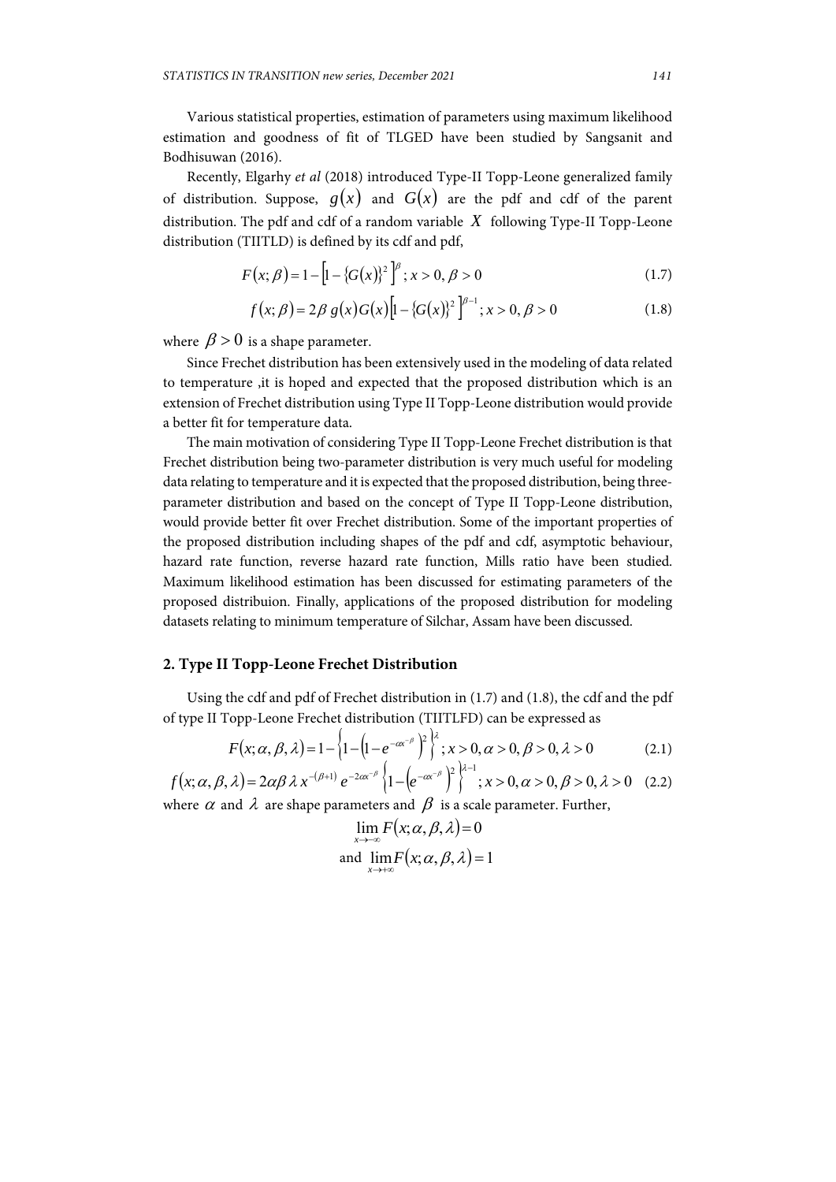Various statistical properties, estimation of parameters using maximum likelihood estimation and goodness of fit of TLGED have been studied by Sangsanit and Bodhisuwan (2016).

Recently, Elgarhy *et al* (2018) introduced Type-II Topp-Leone generalized family of distribution. Suppose, $g(x)$ and $G(x)$ are the pdf and cdf of the parent distribution. The pdf and cdf of a random variable $X$ following Type-II Topp-Leone distribution (TIITLD) is defined by its cdf and pdf,

$$F(x;\beta) = 1 - \left[1 - \{G(x)\}^2\right]^\beta ; x > 0, \beta > 0 \tag{1.7}$$

$$f(x;\beta) = 2\beta\, g(x) G(x) \left[1 - \{G(x)\}^2\right]^{\beta-1} ; x > 0, \beta > 0 \tag{1.8}$$

where $\beta > 0$ is a shape parameter.

Since Frechet distribution has been extensively used in the modeling of data related to temperature ,it is hoped and expected that the proposed distribution which is an extension of Frechet distribution using Type II Topp-Leone distribution would provide a better fit for temperature data.

The main motivation of considering Type II Topp-Leone Frechet distribution is that Frechet distribution being two-parameter distribution is very much useful for modeling data relating to temperature and it is expected that the proposed distribution, being three-parameter distribution and based on the concept of Type II Topp-Leone distribution, would provide better fit over Frechet distribution. Some of the important properties of the proposed distribution including shapes of the pdf and cdf, asymptotic behaviour, hazard rate function, reverse hazard rate function, Mills ratio have been studied. Maximum likelihood estimation has been discussed for estimating parameters of the proposed distribuion. Finally, applications of the proposed distribution for modeling datasets relating to minimum temperature of Silchar, Assam have been discussed.

## 2. Type II Topp-Leone Frechet Distribution

Using the cdf and pdf of Frechet distribution in (1.7) and (1.8), the cdf and the pdf of type II Topp-Leone Frechet distribution (TIITLFD) can be expressed as

$$F(x;\alpha,\beta,\lambda) = 1 - \left\{1 - \left(1 - e^{-\alpha x^{-\beta}}\right)^2\right\}^\lambda ; x > 0, \alpha > 0, \beta > 0, \lambda > 0 \tag{2.1}$$

$$f(x;\alpha,\beta,\lambda) = 2\alpha\beta\,\lambda\, x^{-(\beta+1)}\, e^{-2\alpha x^{-\beta}} \left\{1 - \left(e^{-\alpha x^{-\beta}}\right)^2\right\}^{\lambda-1} ; x > 0, \alpha > 0, \beta > 0, \lambda > 0 \tag{2.2}$$

where $\alpha$ and $\lambda$ are shape parameters and $\beta$ is a scale parameter. Further,

$$\lim_{x \to -\infty} F(x;\alpha,\beta,\lambda) = 0$$

$$\text{and } \lim_{x \to +\infty} F(x;\alpha,\beta,\lambda) = 1$$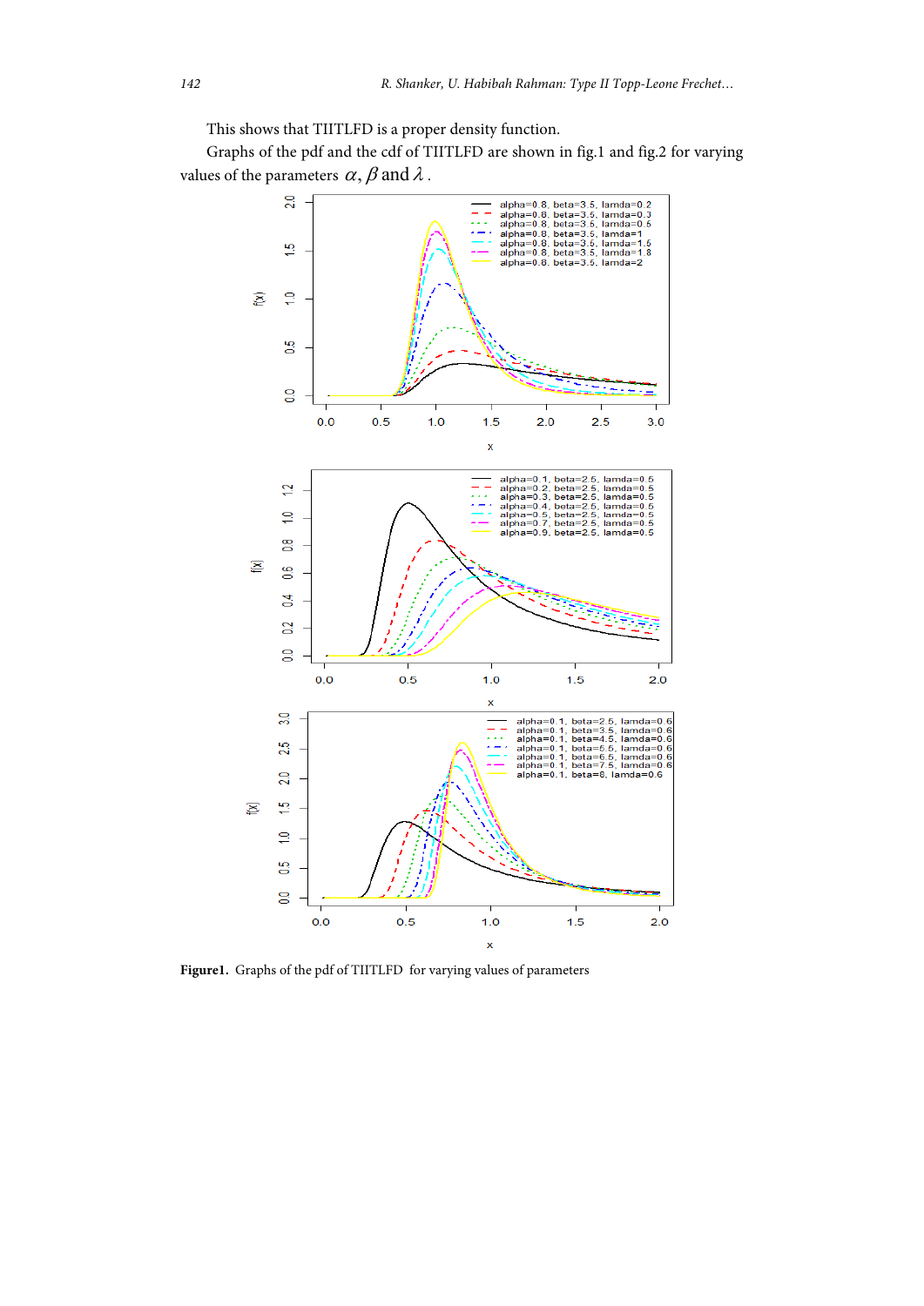This shows that TIITLFD is a proper density function.

Graphs of the pdf and the cdf of TIITLFD are shown in fig.1 and fig.2 for varying values of the parameters $\alpha, \beta$ and $\lambda$.

**Figure1.** Graphs of the pdf of TIITLFD for varying values of parameters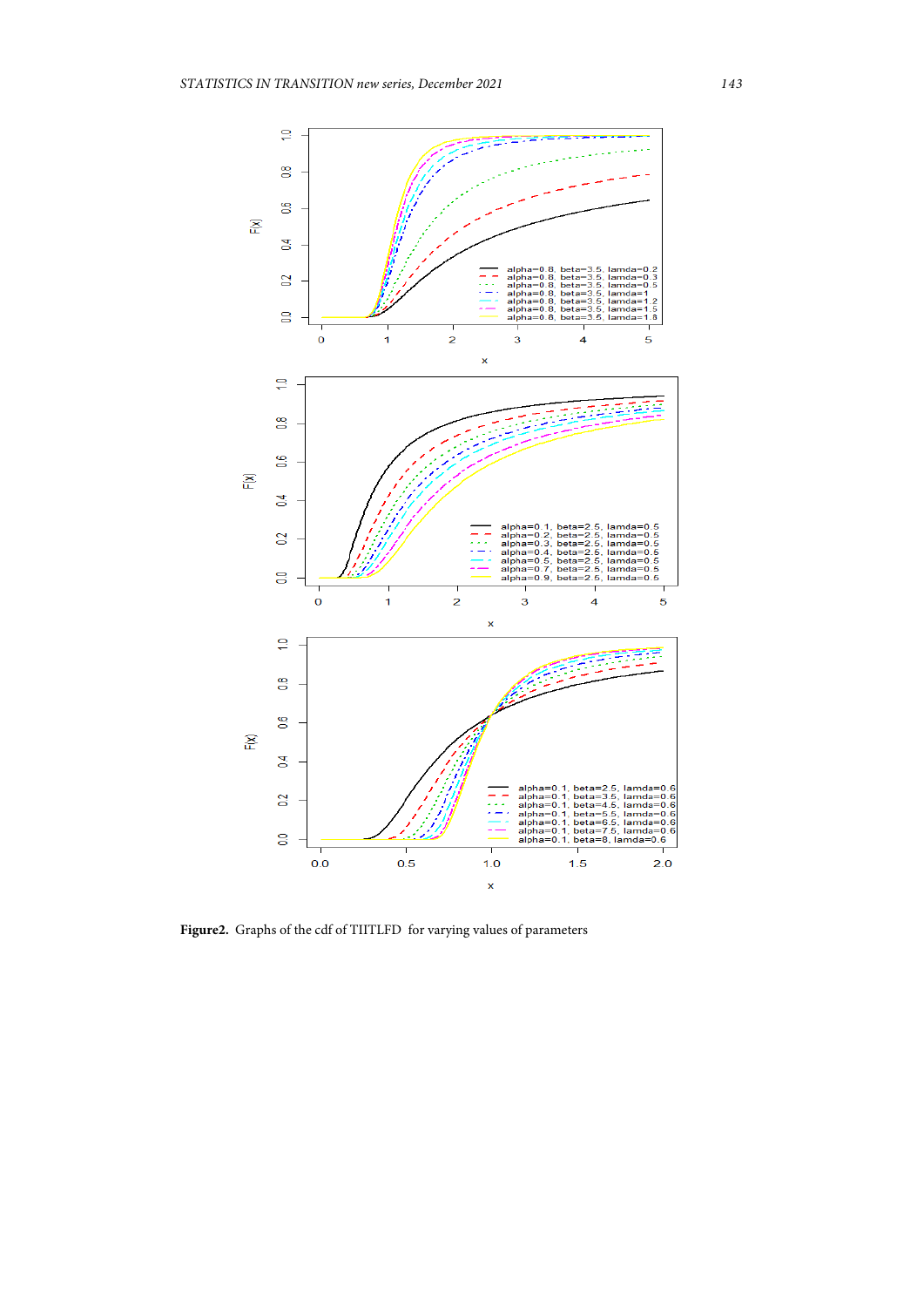**Figure2.** Graphs of the cdf of TIITLFD for varying values of parameters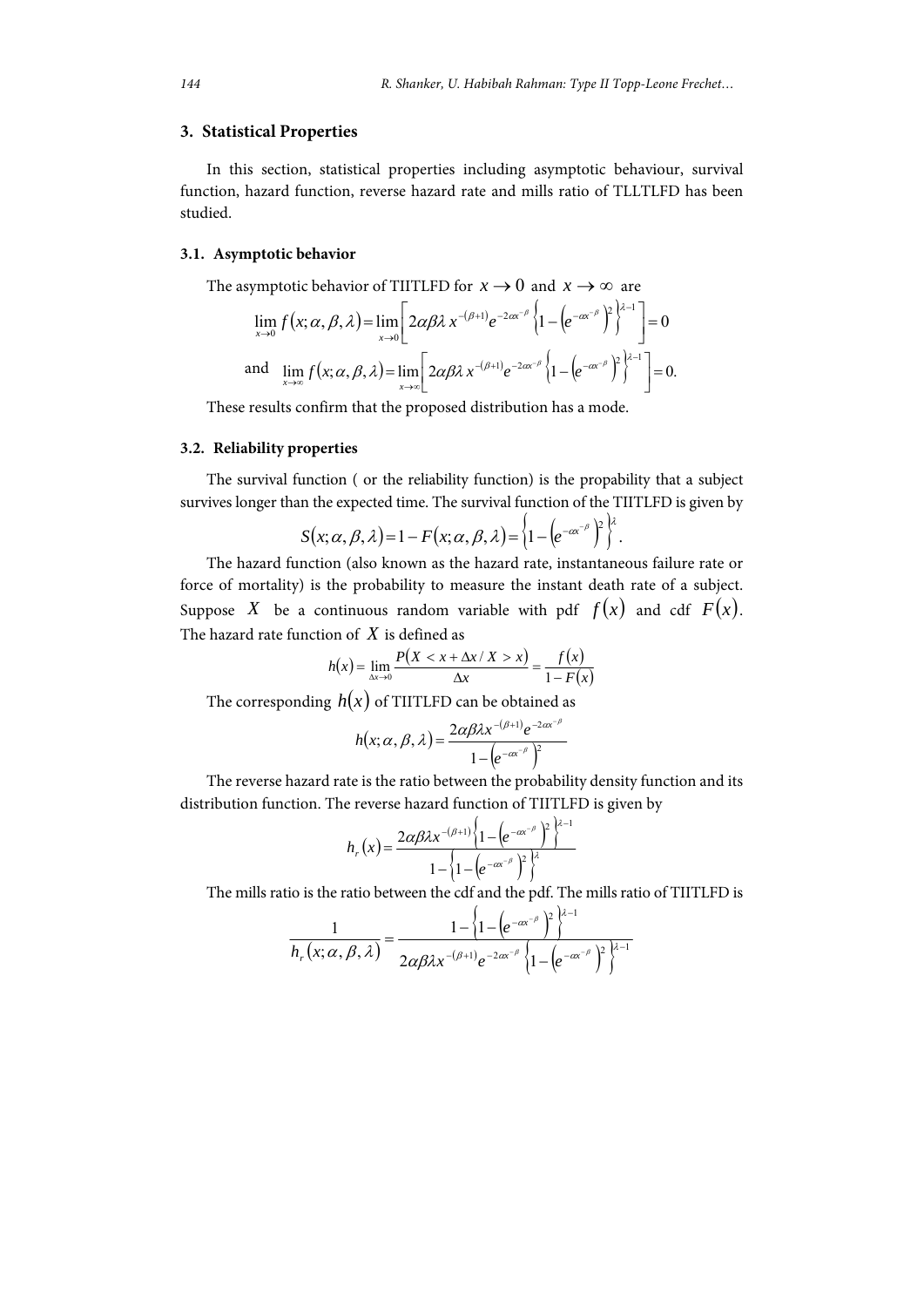## 3. Statistical Properties

In this section, statistical properties including asymptotic behaviour, survival function, hazard function, reverse hazard rate and mills ratio of TLLTLFD has been studied.

### 3.1. Asymptotic behavior

The asymptotic behavior of TIITLFD for $x \to 0$ and $x \to \infty$ are

$$\lim_{x \to 0} f(x;\alpha,\beta,\lambda) = \lim_{x \to 0}\left[2\alpha\beta\lambda\, x^{-(\beta+1)} e^{-2\alpha x^{-\beta}} \left\{1-\left(e^{-\alpha x^{-\beta}}\right)^2\right\}^{\lambda-1}\right] = 0$$

and $$\lim_{x \to \infty} f(x;\alpha,\beta,\lambda) = \lim_{x \to \infty}\left[2\alpha\beta\lambda\, x^{-(\beta+1)} e^{-2\alpha x^{-\beta}} \left\{1-\left(e^{-\alpha x^{-\beta}}\right)^2\right\}^{\lambda-1}\right] = 0.$$

These results confirm that the proposed distribution has a mode.

### 3.2. Reliability properties

The survival function ( or the reliability function) is the propability that a subject survives longer than the expected time. The survival function of the TIITLFD is given by

$$S(x;\alpha,\beta,\lambda) = 1 - F(x;\alpha,\beta,\lambda) = \left\{1-\left(e^{-\alpha x^{-\beta}}\right)^2\right\}^{\lambda}.$$

The hazard function (also known as the hazard rate, instantaneous failure rate or force of mortality) is the probability to measure the instant death rate of a subject. Suppose $X$ be a continuous random variable with pdf $f(x)$ and cdf $F(x)$. The hazard rate function of $X$ is defined as

$$h(x) = \lim_{\Delta x \to 0} \frac{P(X < x + \Delta x / X > x)}{\Delta x} = \frac{f(x)}{1-F(x)}$$

The corresponding $h(x)$ of TIITLFD can be obtained as

$$h(x;\alpha,\beta,\lambda) = \frac{2\alpha\beta\lambda x^{-(\beta+1)} e^{-2\alpha x^{-\beta}}}{1-\left(e^{-\alpha x^{-\beta}}\right)^2}$$

The reverse hazard rate is the ratio between the probability density function and its distribution function. The reverse hazard function of TIITLFD is given by

$$h_r(x) = \frac{2\alpha\beta\lambda x^{-(\beta+1)} \left\{1-\left(e^{-\alpha x^{-\beta}}\right)^2\right\}^{\lambda-1}}{1-\left\{1-\left(e^{-\alpha x^{-\beta}}\right)^2\right\}^{\lambda}}$$

The mills ratio is the ratio between the cdf and the pdf. The mills ratio of TIITLFD is

$$\frac{1}{h_r(x;\alpha,\beta,\lambda)} = \frac{1-\left\{1-\left(e^{-\alpha x^{-\beta}}\right)^2\right\}^{\lambda-1}}{2\alpha\beta\lambda x^{-(\beta+1)} e^{-2\alpha x^{-\beta}} \left\{1-\left(e^{-\alpha x^{-\beta}}\right)^2\right\}^{\lambda-1}}$$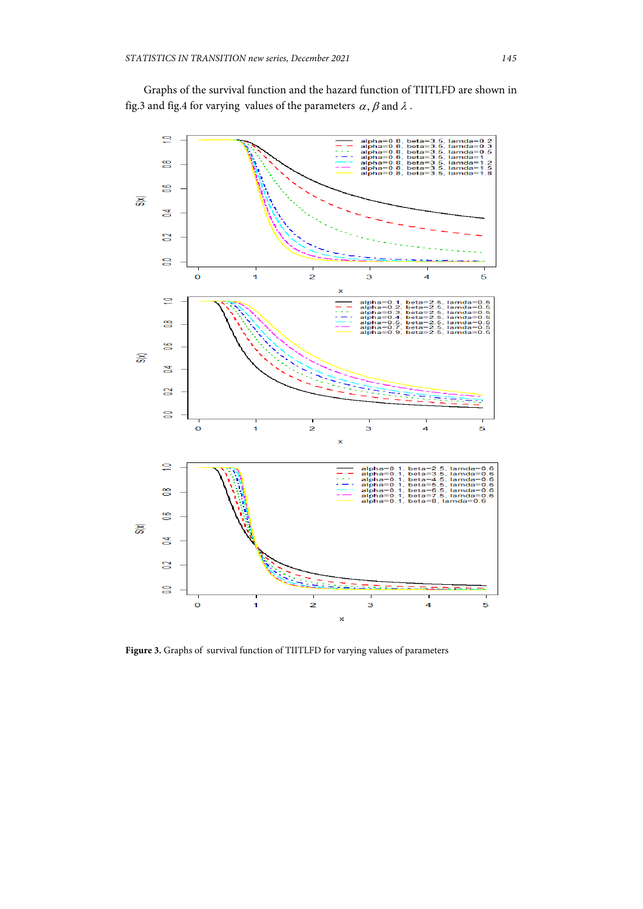Graphs of the survival function and the hazard function of TIITLFD are shown in fig.3 and fig.4 for varying values of the parameters $\alpha, \beta$ and $\lambda$.

**Figure 3.** Graphs of survival function of TIITLFD for varying values of parameters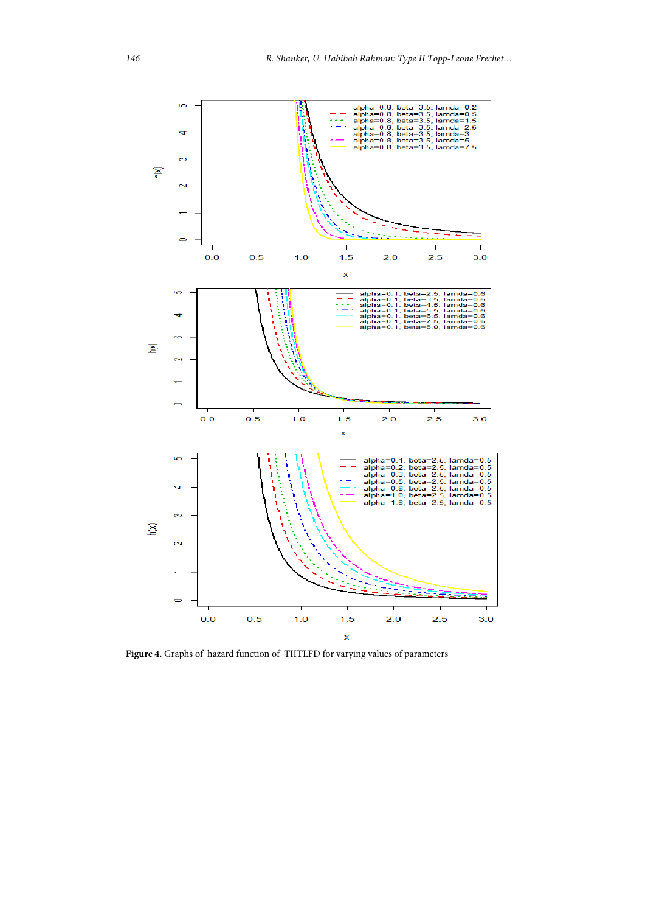**Figure 4.** Graphs of hazard function of TIITLFD for varying values of parameters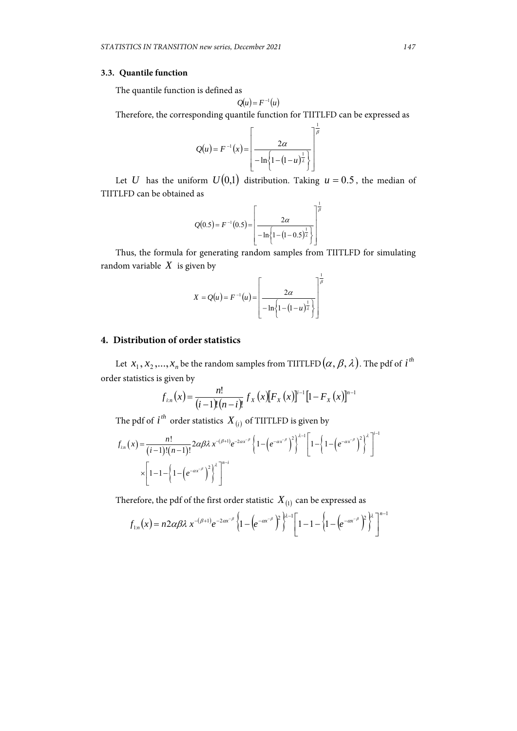### 3.3. Quantile function

The quantile function is defined as

$$Q(u) = F^{-1}(u)$$

Therefore, the corresponding quantile function for TIITLFD can be expressed as

$$Q(u) = F^{-1}(x) = \left[ \frac{2\alpha}{-\ln\left\{1-(1-u)^{\frac{1}{\lambda}}\right\}} \right]^{\frac{1}{\beta}}$$

Let $U$ has the uniform $U(0,1)$ distribution. Taking $u = 0.5$, the median of TIITLFD can be obtained as

$$Q(0.5) = F^{-1}(0.5) = \left[ \frac{2\alpha}{-\ln\left\{1-(1-0.5)^{\frac{1}{\lambda}}\right\}} \right]^{\frac{1}{\beta}}$$

Thus, the formula for generating random samples from TIITLFD for simulating random variable $X$ is given by

$$X = Q(u) = F^{-1}(u) = \left[ \frac{2\alpha}{-\ln\left\{1-(1-u)^{\frac{1}{\lambda}}\right\}} \right]^{\frac{1}{\beta}}$$

## 4. Distribution of order statistics

Let $x_1, x_2, ..., x_n$ be the random samples from TIITLFD$(\alpha, \beta, \lambda)$. The pdf of $i^{th}$ order statistics is given by

$$f_{i:n}(x) = \frac{n!}{(i-1)!(n-i)!} f_X(x)[F_X(x)]^{i-1}[1-F_X(x)]^{n-1}$$

The pdf of $i^{th}$ order statistics $X_{(i)}$ of TIITLFD is given by

$$f_{i:n}(x) = \frac{n!}{(i-1)!(n-1)!} 2\alpha\beta\lambda\, x^{-(\beta+1)} e^{-2\alpha x^{-\beta}} \left\{1-\left(e^{-\alpha x^{-\beta}}\right)^2\right\}^{\lambda-1} \left[1-\left\{1-\left(e^{-\alpha x^{-\beta}}\right)^2\right\}^{\lambda}\right]^{i-1}$$
$$\times \left[1-1-\left\{1-\left(e^{-\alpha x^{-\beta}}\right)^2\right\}^{\lambda}\right]^{n-i}$$

Therefore, the pdf of the first order statistic $X_{(1)}$ can be expressed as

$$f_{1:n}(x) = n 2\alpha\beta\lambda\, x^{-(\beta+1)} e^{-2\alpha x^{-\beta}} \left\{1-\left(e^{-\alpha x^{-\beta}}\right)^2\right\}^{\lambda-1} \left[1-1-\left\{1-\left(e^{-\alpha x^{-\beta}}\right)^2\right\}^{\lambda}\right]^{n-1}$$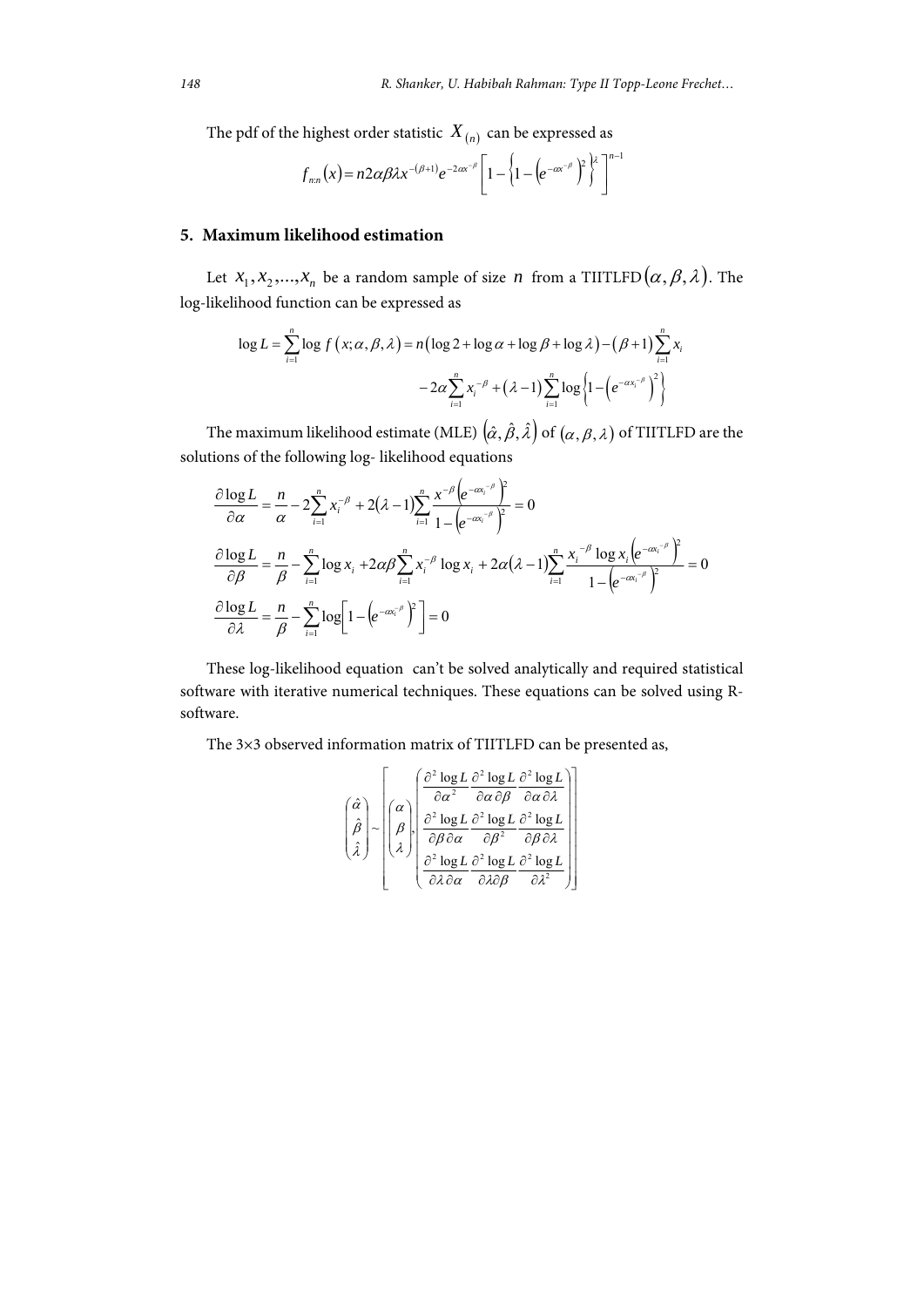The pdf of the highest order statistic $X_{(n)}$ can be expressed as

$$f_{n:n}(x) = n2\alpha\beta\lambda x^{-(\beta+1)} e^{-2\alpha x^{-\beta}} \left[ 1 - \left\{ 1 - \left( e^{-\alpha x^{-\beta}} \right)^2 \right\}^{\lambda} \right]^{n-1}$$

## 5. Maximum likelihood estimation

Let $x_1, x_2, ..., x_n$ be a random sample of size $n$ from a TIITLFD$(\alpha, \beta, \lambda)$. The log-likelihood function can be expressed as

$$\log L = \sum_{i=1}^{n} \log f(x; \alpha, \beta, \lambda) = n(\log 2 + \log \alpha + \log \beta + \log \lambda) - (\beta + 1) \sum_{i=1}^{n} x_i$$
$$- 2\alpha \sum_{i=1}^{n} x_i^{-\beta} + (\lambda - 1) \sum_{i=1}^{n} \log \left\{ 1 - \left( e^{-\alpha x_i^{-\beta}} \right)^2 \right\}$$

The maximum likelihood estimate (MLE) $(\hat{\alpha}, \hat{\beta}, \hat{\lambda})$ of $(\alpha, \beta, \lambda)$ of TIITLFD are the solutions of the following log- likelihood equations

$$\frac{\partial \log L}{\partial \alpha} = \frac{n}{\alpha} - 2\sum_{i=1}^{n} x_i^{-\beta} + 2(\lambda - 1) \sum_{i=1}^{n} \frac{x^{-\beta} \left( e^{-\alpha x_i^{-\beta}} \right)^2}{1 - \left( e^{-\alpha x_i^{-\beta}} \right)^2} = 0$$

$$\frac{\partial \log L}{\partial \beta} = \frac{n}{\beta} - \sum_{i=1}^{n} \log x_i + 2\alpha\beta \sum_{i=1}^{n} x_i^{-\beta} \log x_i + 2\alpha(\lambda - 1) \sum_{i=1}^{n} \frac{x_i^{-\beta} \log x_i \left( e^{-\alpha x_i^{-\beta}} \right)^2}{1 - \left( e^{-\alpha x_i^{-\beta}} \right)^2} = 0$$

$$\frac{\partial \log L}{\partial \lambda} = \frac{n}{\beta} - \sum_{i=1}^{n} \log \left[ 1 - \left( e^{-\alpha x_i^{-\beta}} \right)^2 \right] = 0$$

These log-likelihood equation can't be solved analytically and required statistical software with iterative numerical techniques. These equations can be solved using R-software.

The 3×3 observed information matrix of TIITLFD can be presented as,

$$\begin{pmatrix} \hat{\alpha} \\ \hat{\beta} \\ \hat{\lambda} \end{pmatrix} \sim \left[ \begin{pmatrix} \alpha \\ \beta \\ \lambda \end{pmatrix}, \begin{pmatrix} \frac{\partial^2 \log L}{\partial \alpha^2} & \frac{\partial^2 \log L}{\partial \alpha \partial \beta} & \frac{\partial^2 \log L}{\partial \alpha \partial \lambda} \\ \frac{\partial^2 \log L}{\partial \beta \partial \alpha} & \frac{\partial^2 \log L}{\partial \beta^2} & \frac{\partial^2 \log L}{\partial \beta \partial \lambda} \\ \frac{\partial^2 \log L}{\partial \lambda \partial \alpha} & \frac{\partial^2 \log L}{\partial \lambda \partial \beta} & \frac{\partial^2 \log L}{\partial \lambda^2} \end{pmatrix} \right]$$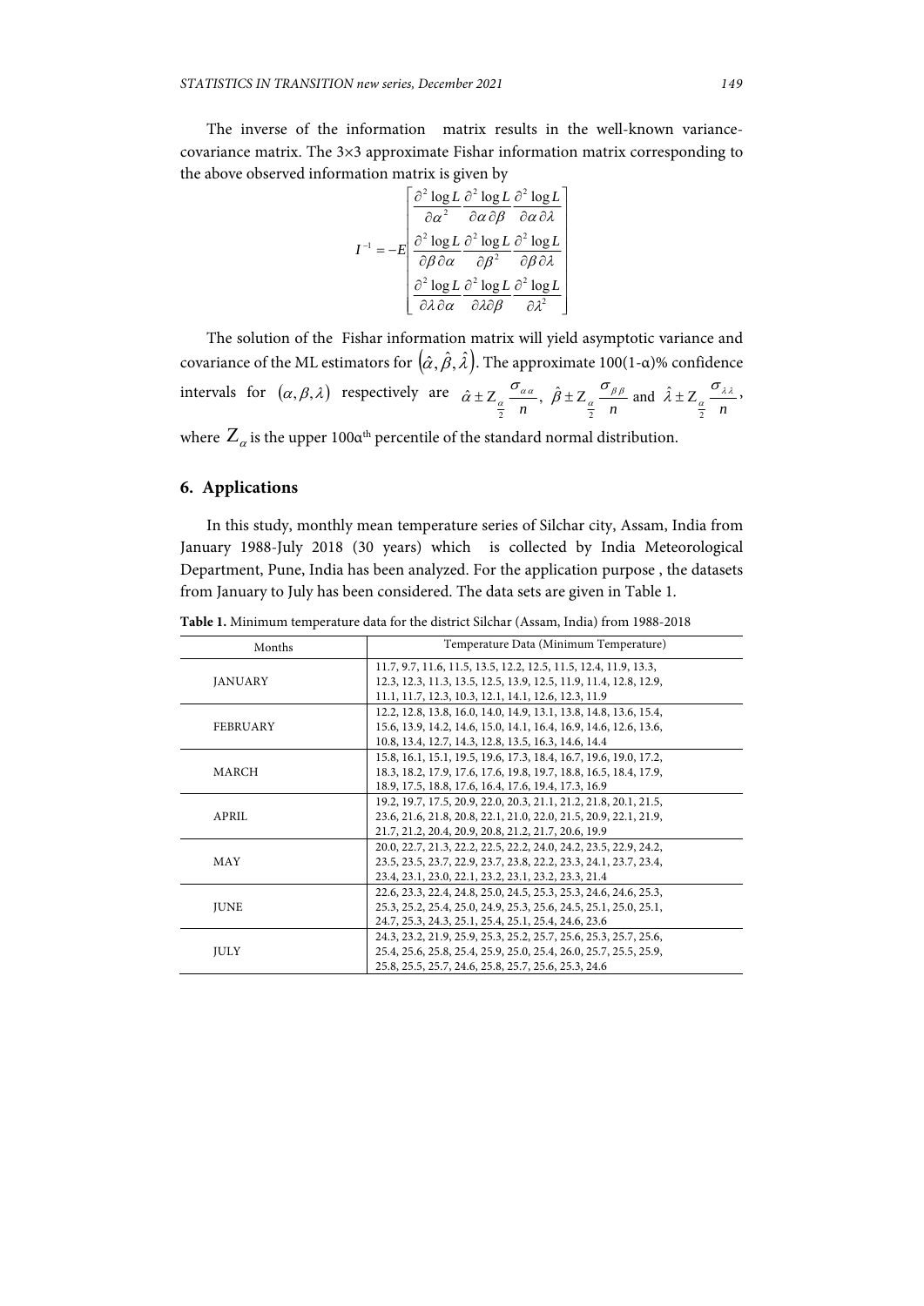The inverse of the information matrix results in the well-known variance-covariance matrix. The 3×3 approximate Fishar information matrix corresponding to the above observed information matrix is given by

$$I^{-1} = -E\begin{bmatrix} \frac{\partial^2 \log L}{\partial \alpha^2} & \frac{\partial^2 \log L}{\partial \alpha \partial \beta} & \frac{\partial^2 \log L}{\partial \alpha \partial \lambda} \\ \frac{\partial^2 \log L}{\partial \beta \partial \alpha} & \frac{\partial^2 \log L}{\partial \beta^2} & \frac{\partial^2 \log L}{\partial \beta \partial \lambda} \\ \frac{\partial^2 \log L}{\partial \lambda \partial \alpha} & \frac{\partial^2 \log L}{\partial \lambda \partial \beta} & \frac{\partial^2 \log L}{\partial \lambda^2} \end{bmatrix}$$

The solution of the Fishar information matrix will yield asymptotic variance and covariance of the ML estimators for $(\hat{\alpha}, \hat{\beta}, \hat{\lambda})$. The approximate 100(1-α)% confidence intervals for $(\alpha, \beta, \lambda)$ respectively are $\hat{\alpha} \pm Z_{\frac{\alpha}{2}} \frac{\sigma_{\alpha\alpha}}{n}$, $\hat{\beta} \pm Z_{\frac{\alpha}{2}} \frac{\sigma_{\beta\beta}}{n}$ and $\hat{\lambda} \pm Z_{\frac{\alpha}{2}} \frac{\sigma_{\lambda\lambda}}{n}$,

where $Z_{\alpha}$ is the upper $100\alpha^{th}$ percentile of the standard normal distribution.

## 6. Applications

In this study, monthly mean temperature series of Silchar city, Assam, India from January 1988-July 2018 (30 years) which is collected by India Meteorological Department, Pune, India has been analyzed. For the application purpose , the datasets from January to July has been considered. The data sets are given in Table 1.

**Table 1.** Minimum temperature data for the district Silchar (Assam, India) from 1988-2018

| Months | Temperature Data (Minimum Temperature) |
|---|---|
| JANUARY | 11.7, 9.7, 11.6, 11.5, 13.5, 12.2, 12.5, 11.5, 12.4, 11.9, 13.3, 12.3, 12.3, 11.3, 13.5, 12.5, 13.9, 12.5, 11.9, 11.4, 12.8, 12.9, 11.1, 11.7, 12.3, 10.3, 12.1, 14.1, 12.6, 12.3, 11.9 |
| FEBRUARY | 12.2, 12.8, 13.8, 16.0, 14.0, 14.9, 13.1, 13.8, 14.8, 13.6, 15.4, 15.6, 13.9, 14.2, 14.6, 15.0, 14.1, 16.4, 16.9, 14.6, 12.6, 13.6, 10.8, 13.4, 12.7, 14.3, 12.8, 13.5, 16.3, 14.6, 14.4 |
| MARCH | 15.8, 16.1, 15.1, 19.5, 19.6, 17.3, 18.4, 16.7, 19.6, 19.0, 17.2, 18.3, 18.2, 17.9, 17.6, 17.6, 19.8, 19.7, 18.8, 16.5, 18.4, 17.9, 18.9, 17.5, 18.8, 17.6, 16.4, 17.6, 19.4, 17.3, 16.9 |
| APRIL | 19.2, 19.7, 17.5, 20.9, 22.0, 20.3, 21.1, 21.2, 21.8, 20.1, 21.5, 23.6, 21.6, 21.8, 20.8, 22.1, 21.0, 22.0, 21.5, 20.9, 22.1, 21.9, 21.7, 21.2, 20.4, 20.9, 20.8, 21.2, 21.7, 20.6, 19.9 |
| MAY | 20.0, 22.7, 21.3, 22.2, 22.5, 22.2, 24.0, 24.2, 23.5, 22.9, 24.2, 23.5, 23.5, 23.7, 22.9, 23.7, 23.8, 22.2, 23.3, 24.1, 23.7, 23.4, 23.4, 23.1, 23.0, 22.1, 23.2, 23.1, 23.2, 23.3, 21.4 |
| JUNE | 22.6, 23.3, 22.4, 24.8, 25.0, 24.5, 25.3, 25.3, 24.6, 24.6, 25.3, 25.3, 25.2, 25.4, 25.0, 24.9, 25.3, 25.6, 24.5, 25.1, 25.0, 25.1, 24.7, 25.3, 24.3, 25.1, 25.4, 25.1, 25.4, 24.6, 23.6 |
| JULY | 24.3, 23.2, 21.9, 25.9, 25.3, 25.2, 25.7, 25.6, 25.3, 25.7, 25.6, 25.4, 25.6, 25.8, 25.4, 25.9, 25.0, 25.4, 26.0, 25.7, 25.5, 25.9, 25.8, 25.5, 25.7, 24.6, 25.8, 25.7, 25.6, 25.3, 24.6 |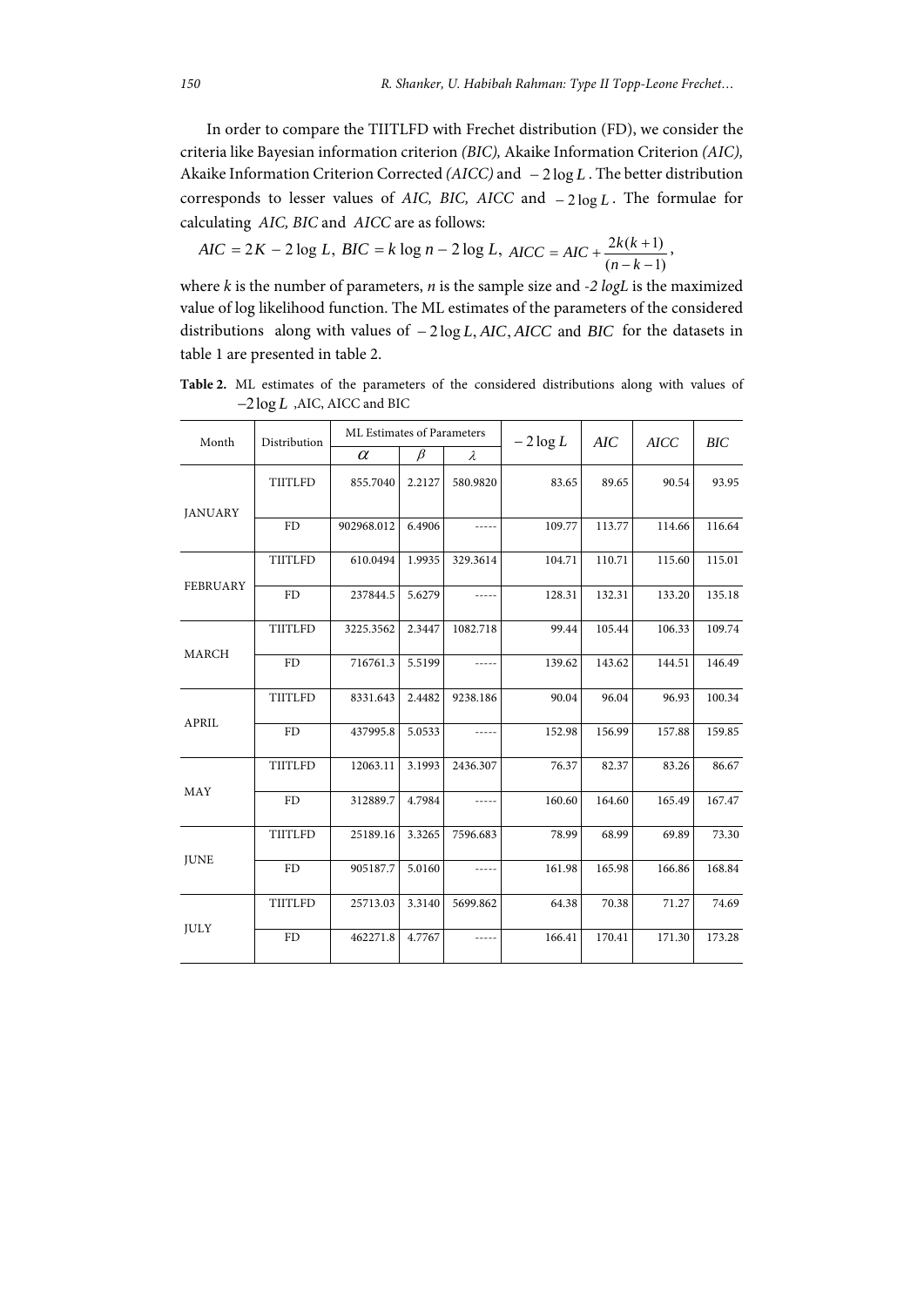In order to compare the TIITLFD with Frechet distribution (FD), we consider the criteria like Bayesian information criterion *(BIC),* Akaike Information Criterion *(AIC),* Akaike Information Criterion Corrected *(AICC)* and $-2\log L$. The better distribution corresponds to lesser values of *AIC, BIC, AICC* and $-2\log L$. The formulae for calculating *AIC, BIC* and *AICC* are as follows:

$$AIC = 2K - 2\log L,\ BIC = k\log n - 2\log L,\ AICC = AIC + \frac{2k(k+1)}{(n-k-1)},$$

where $k$ is the number of parameters, $n$ is the sample size and $-2\log L$ is the maximized value of log likelihood function. The ML estimates of the parameters of the considered distributions along with values of $-2\log L, AIC, AICC$ and $BIC$ for the datasets in table 1 are presented in table 2.

**Table 2.** ML estimates of the parameters of the considered distributions along with values of $-2\log L$ ,AIC, AICC and BIC

| Month | Distribution | ML Estimates of Parameters | | | $-2\log L$ | $AIC$ | $AICC$ | $BIC$ |
|---|---|---|---|---|---|---|---|---|
| | | $\alpha$ | $\beta$ | $\lambda$ | | | | |
| JANUARY | TIITLFD | 855.7040 | 2.2127 | 580.9820 | 83.65 | 89.65 | 90.54 | 93.95 |
| | FD | 902968.012 | 6.4906 | ----- | 109.77 | 113.77 | 114.66 | 116.64 |
| FEBRUARY | TIITLFD | 610.0494 | 1.9935 | 329.3614 | 104.71 | 110.71 | 115.60 | 115.01 |
| | FD | 237844.5 | 5.6279 | ----- | 128.31 | 132.31 | 133.20 | 135.18 |
| MARCH | TIITLFD | 3225.3562 | 2.3447 | 1082.718 | 99.44 | 105.44 | 106.33 | 109.74 |
| | FD | 716761.3 | 5.5199 | ----- | 139.62 | 143.62 | 144.51 | 146.49 |
| APRIL | TIITLFD | 8331.643 | 2.4482 | 9238.186 | 90.04 | 96.04 | 96.93 | 100.34 |
| | FD | 437995.8 | 5.0533 | ----- | 152.98 | 156.99 | 157.88 | 159.85 |
| MAY | TIITLFD | 12063.11 | 3.1993 | 2436.307 | 76.37 | 82.37 | 83.26 | 86.67 |
| | FD | 312889.7 | 4.7984 | ----- | 160.60 | 164.60 | 165.49 | 167.47 |
| JUNE | TIITLFD | 25189.16 | 3.3265 | 7596.683 | 78.99 | 68.99 | 69.89 | 73.30 |
| | FD | 905187.7 | 5.0160 | ----- | 161.98 | 165.98 | 166.86 | 168.84 |
| JULY | TIITLFD | 25713.03 | 3.3140 | 5699.862 | 64.38 | 70.38 | 71.27 | 74.69 |
| | FD | 462271.8 | 4.7767 | ----- | 166.41 | 170.41 | 171.30 | 173.28 |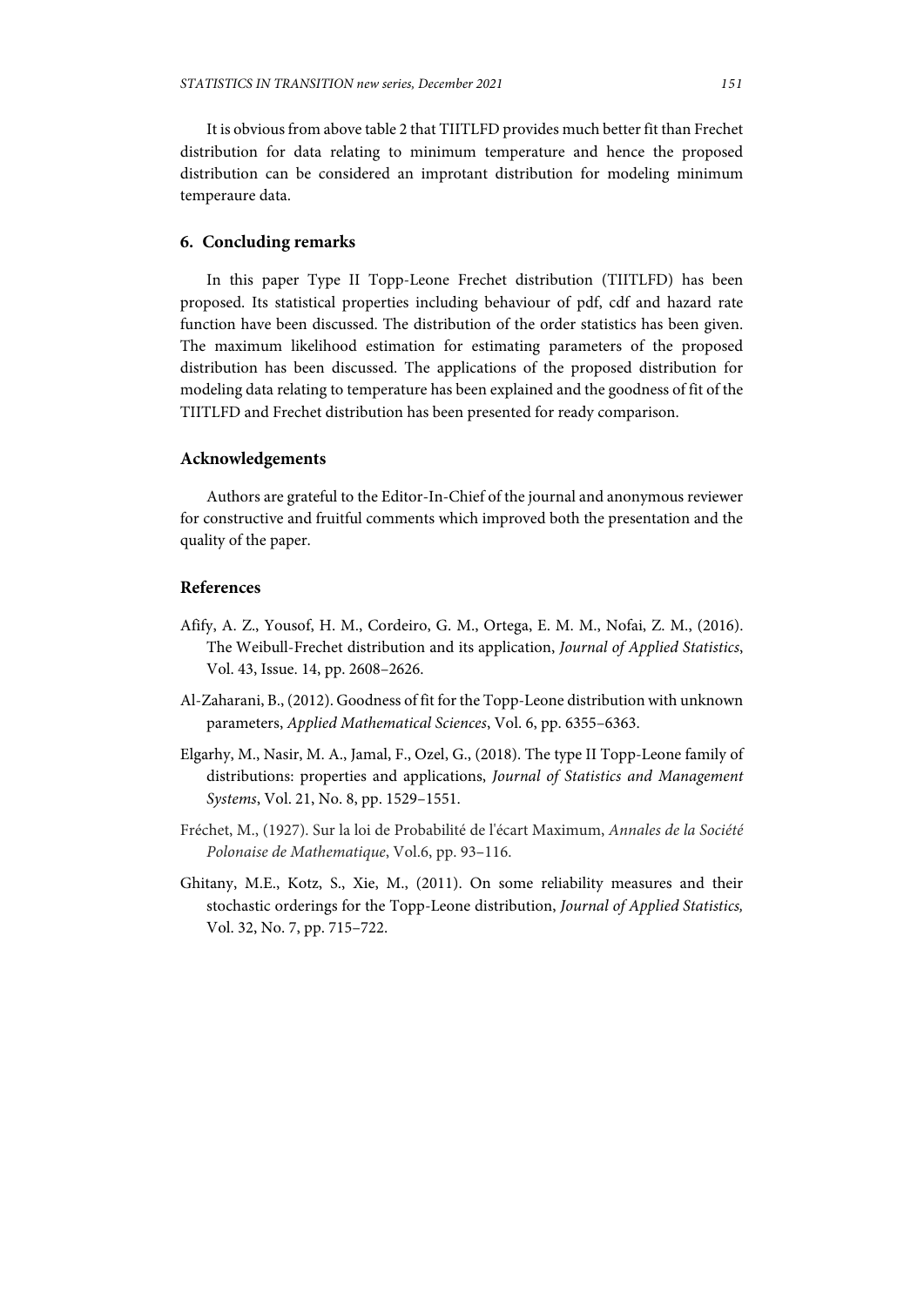It is obvious from above table 2 that TIITLFD provides much better fit than Frechet distribution for data relating to minimum temperature and hence the proposed distribution can be considered an improtant distribution for modeling minimum temperaure data.

## 6. Concluding remarks

In this paper Type II Topp-Leone Frechet distribution (TIITLFD) has been proposed. Its statistical properties including behaviour of pdf, cdf and hazard rate function have been discussed. The distribution of the order statistics has been given. The maximum likelihood estimation for estimating parameters of the proposed distribution has been discussed. The applications of the proposed distribution for modeling data relating to temperature has been explained and the goodness of fit of the TIITLFD and Frechet distribution has been presented for ready comparison.

## Acknowledgements

Authors are grateful to the Editor-In-Chief of the journal and anonymous reviewer for constructive and fruitful comments which improved both the presentation and the quality of the paper.

## References

Afify, A. Z., Yousof, H. M., Cordeiro, G. M., Ortega, E. M. M., Nofai, Z. M., (2016). The Weibull-Frechet distribution and its application, *Journal of Applied Statistics*, Vol. 43, Issue. 14, pp. 2608–2626.

Al-Zaharani, B., (2012). Goodness of fit for the Topp-Leone distribution with unknown parameters, *Applied Mathematical Sciences*, Vol. 6, pp. 6355–6363.

Elgarhy, M., Nasir, M. A., Jamal, F., Ozel, G., (2018). The type II Topp-Leone family of distributions: properties and applications, *Journal of Statistics and Management Systems*, Vol. 21, No. 8, pp. 1529–1551.

Fréchet, M., (1927). Sur la loi de Probabilité de l'écart Maximum, *Annales de la Société Polonaise de Mathematique*, Vol.6, pp. 93–116.

Ghitany, M.E., Kotz, S., Xie, M., (2011). On some reliability measures and their stochastic orderings for the Topp-Leone distribution, *Journal of Applied Statistics,* Vol. 32, No. 7, pp. 715–722.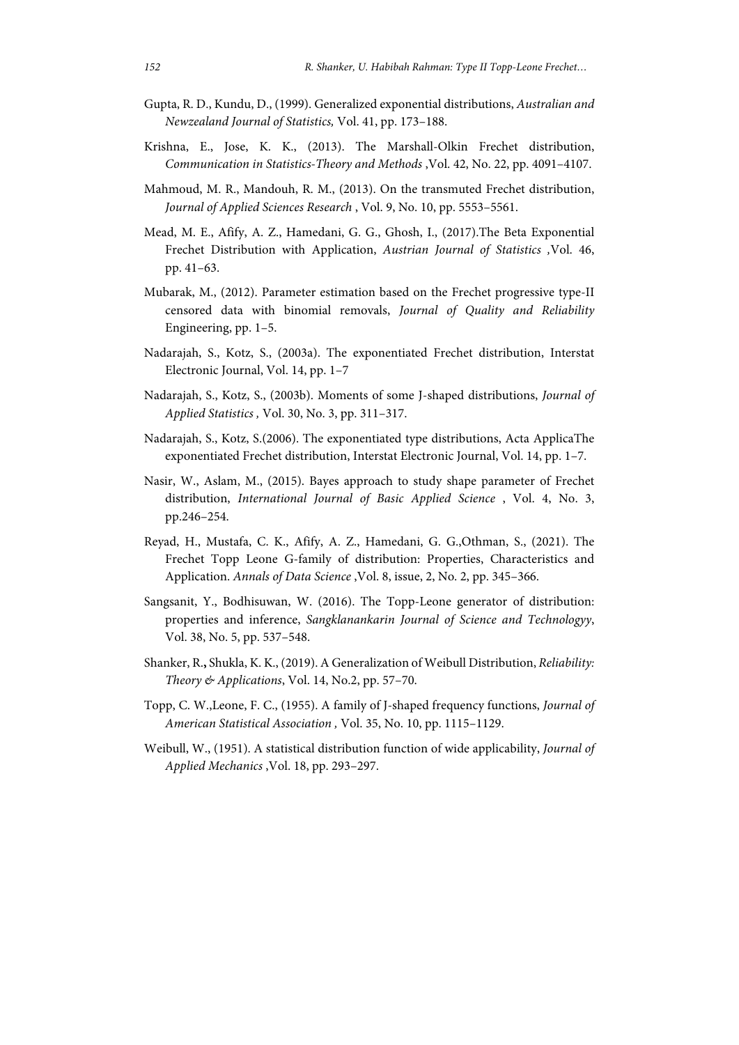Gupta, R. D., Kundu, D., (1999). Generalized exponential distributions, *Australian and Newzealand Journal of Statistics,* Vol. 41, pp. 173–188.

Krishna, E., Jose, K. K., (2013). The Marshall-Olkin Frechet distribution, *Communication in Statistics-Theory and Methods* ,Vol. 42, No. 22, pp. 4091–4107.

Mahmoud, M. R., Mandouh, R. M., (2013). On the transmuted Frechet distribution, *Journal of Applied Sciences Research* , Vol. 9, No. 10, pp. 5553–5561.

Mead, M. E., Afify, A. Z., Hamedani, G. G., Ghosh, I., (2017).The Beta Exponential Frechet Distribution with Application, *Austrian Journal of Statistics* ,Vol. 46, pp. 41–63.

Mubarak, M., (2012). Parameter estimation based on the Frechet progressive type-II censored data with binomial removals, *Journal of Quality and Reliability* Engineering, pp. 1–5.

Nadarajah, S., Kotz, S., (2003a). The exponentiated Frechet distribution, Interstat Electronic Journal, Vol. 14, pp. 1–7

Nadarajah, S., Kotz, S., (2003b). Moments of some J-shaped distributions, *Journal of Applied Statistics ,* Vol. 30, No. 3, pp. 311–317.

Nadarajah, S., Kotz, S.(2006). The exponentiated type distributions, Acta ApplicaThe exponentiated Frechet distribution, Interstat Electronic Journal, Vol. 14, pp. 1–7.

Nasir, W., Aslam, M., (2015). Bayes approach to study shape parameter of Frechet distribution, *International Journal of Basic Applied Science* , Vol. 4, No. 3, pp.246–254.

Reyad, H., Mustafa, C. K., Afify, A. Z., Hamedani, G. G.,Othman, S., (2021). The Frechet Topp Leone G-family of distribution: Properties, Characteristics and Application. *Annals of Data Science* ,Vol. 8, issue, 2, No. 2, pp. 345–366.

Sangsanit, Y., Bodhisuwan, W. (2016). The Topp-Leone generator of distribution: properties and inference, *Sangklanankarin Journal of Science and Technologyy*, Vol. 38, No. 5, pp. 537–548.

Shanker, R.**,** Shukla, K. K., (2019). A Generalization of Weibull Distribution, *Reliability: Theory & Applications*, Vol. 14, No.2, pp. 57–70.

Topp, C. W.,Leone, F. C., (1955). A family of J-shaped frequency functions, *Journal of American Statistical Association ,* Vol. 35, No. 10, pp. 1115–1129.

Weibull, W., (1951). A statistical distribution function of wide applicability, *Journal of Applied Mechanics* ,Vol. 18, pp. 293–297.